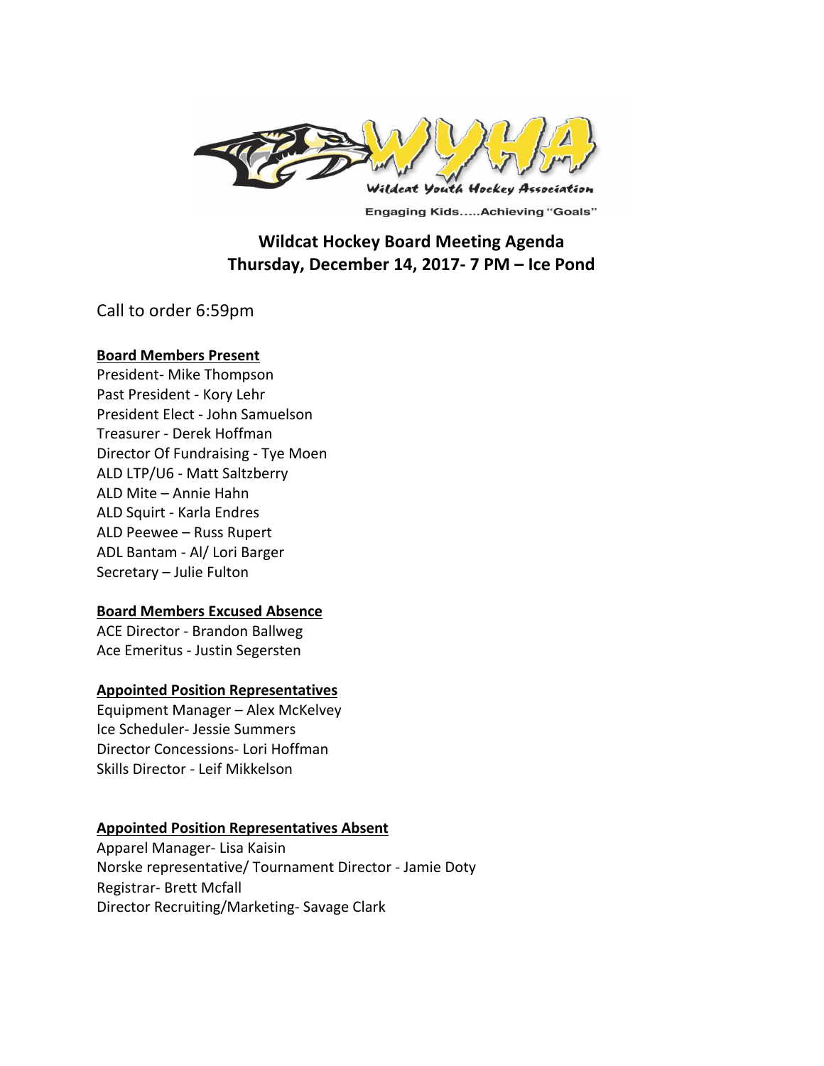Wildcat Youth Hockey Association

Engaging Kids.....Achieving "Goals"

# Wildcat Hockey Board Meeting Agenda
# Thursday, December 14, 2017- 7 PM – Ice Pond

Call to order 6:59pm

**Board Members Present**

President- Mike Thompson
Past President - Kory Lehr
President Elect - John Samuelson
Treasurer - Derek Hoffman
Director Of Fundraising - Tye Moen
ALD LTP/U6 - Matt Saltzberry
ALD Mite – Annie Hahn
ALD Squirt - Karla Endres
ALD Peewee – Russ Rupert
ADL Bantam - Al/ Lori Barger
Secretary – Julie Fulton

**Board Members Excused Absence**

ACE Director - Brandon Ballweg
Ace Emeritus - Justin Segersten

**Appointed Position Representatives**

Equipment Manager – Alex McKelvey
Ice Scheduler- Jessie Summers
Director Concessions- Lori Hoffman
Skills Director - Leif Mikkelson

**Appointed Position Representatives Absent**

Apparel Manager- Lisa Kaisin
Norske representative/ Tournament Director - Jamie Doty
Registrar- Brett Mcfall
Director Recruiting/Marketing- Savage Clark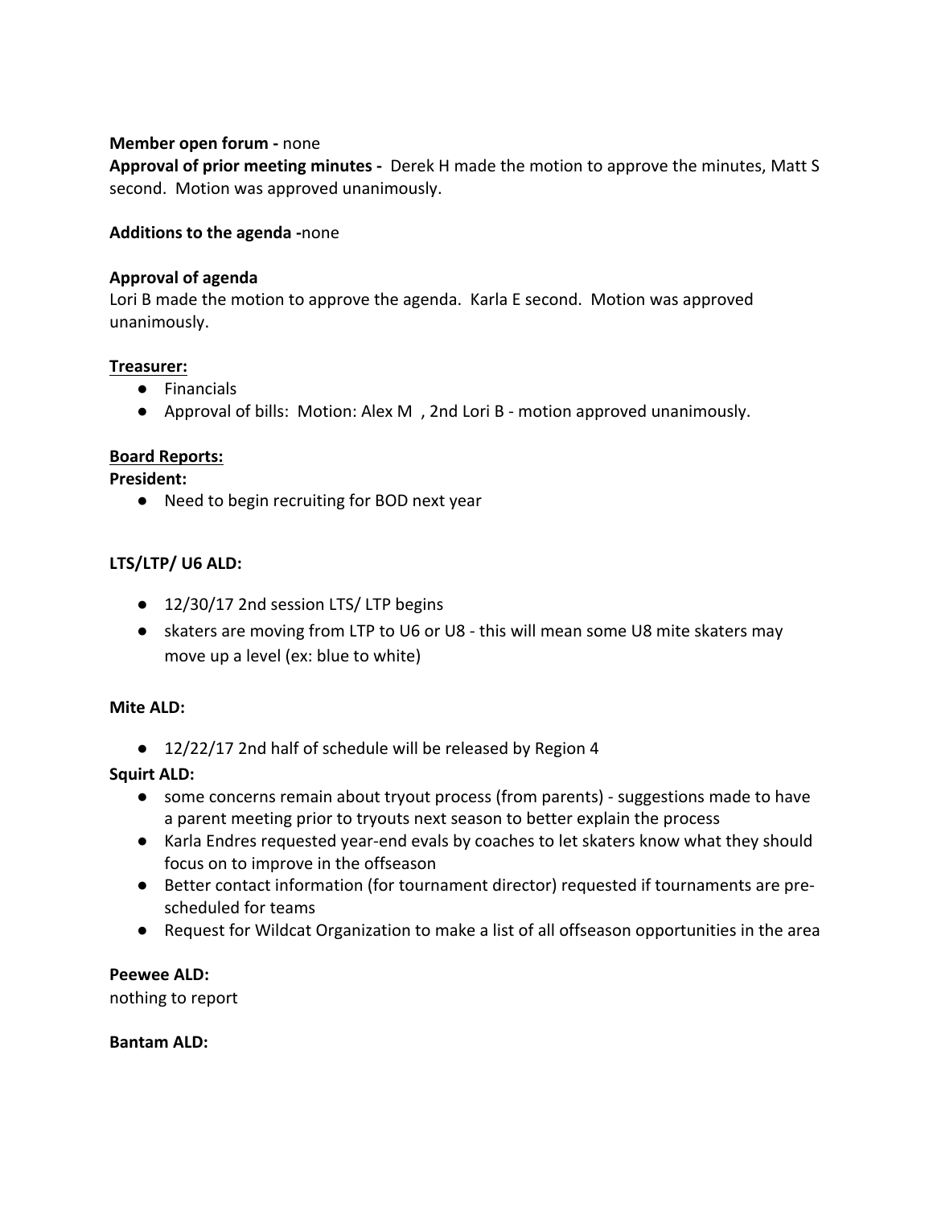**Member open forum -** none

**Approval of prior meeting minutes -** Derek H made the motion to approve the minutes, Matt S second. Motion was approved unanimously.

**Additions to the agenda -**none

**Approval of agenda**

Lori B made the motion to approve the agenda. Karla E second. Motion was approved unanimously.

**Treasurer:**

- Financials
- Approval of bills: Motion: Alex M , 2nd Lori B - motion approved unanimously.

**Board Reports:**

**President:**

- Need to begin recruiting for BOD next year

**LTS/LTP/ U6 ALD:**

- 12/30/17 2nd session LTS/ LTP begins
- skaters are moving from LTP to U6 or U8 - this will mean some U8 mite skaters may move up a level (ex: blue to white)

**Mite ALD:**

- 12/22/17 2nd half of schedule will be released by Region 4

**Squirt ALD:**

- some concerns remain about tryout process (from parents) - suggestions made to have a parent meeting prior to tryouts next season to better explain the process
- Karla Endres requested year-end evals by coaches to let skaters know what they should focus on to improve in the offseason
- Better contact information (for tournament director) requested if tournaments are pre-scheduled for teams
- Request for Wildcat Organization to make a list of all offseason opportunities in the area

**Peewee ALD:**

nothing to report

**Bantam ALD:**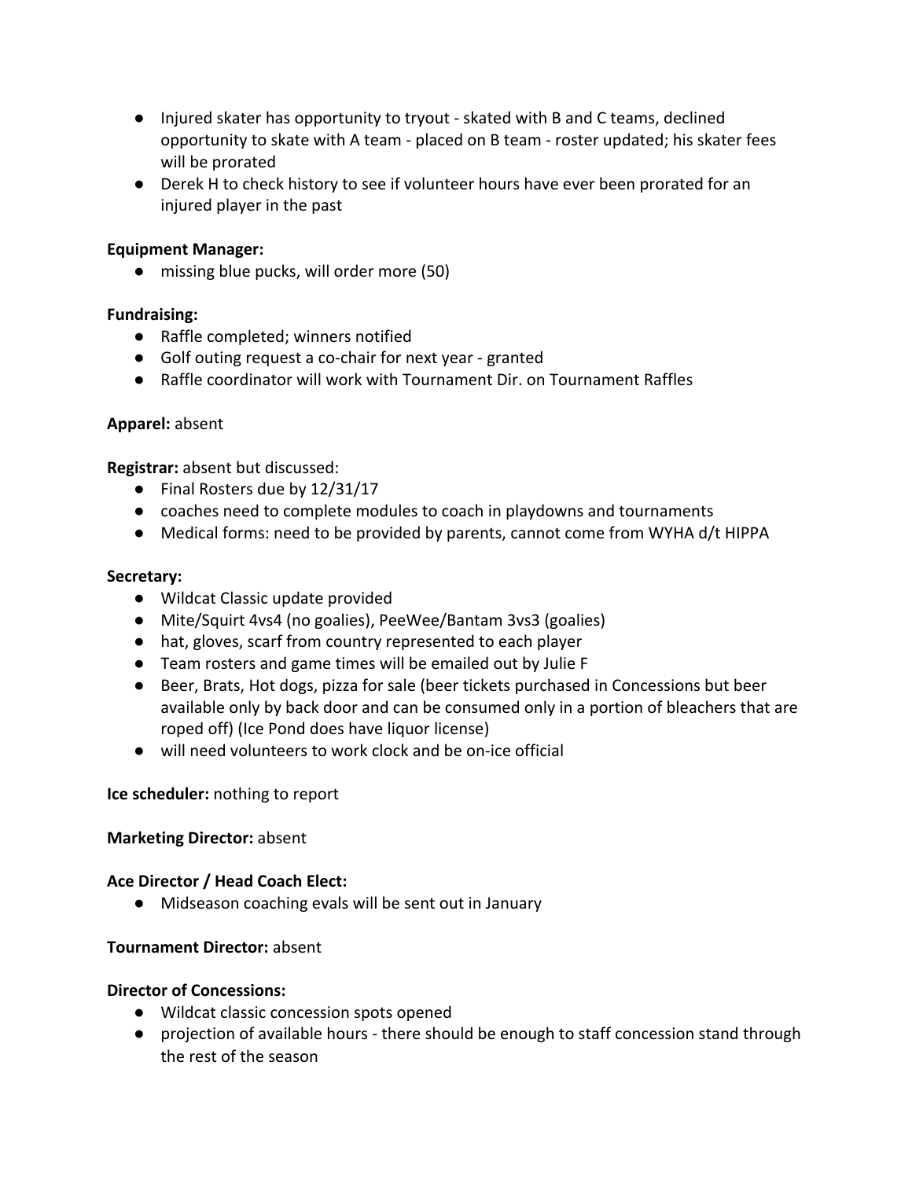- Injured skater has opportunity to tryout - skated with B and C teams, declined opportunity to skate with A team - placed on B team - roster updated; his skater fees will be prorated
- Derek H to check history to see if volunteer hours have ever been prorated for an injured player in the past

**Equipment Manager:**

- missing blue pucks, will order more (50)

**Fundraising:**

- Raffle completed; winners notified
- Golf outing request a co-chair for next year - granted
- Raffle coordinator will work with Tournament Dir. on Tournament Raffles

**Apparel:** absent

**Registrar:** absent but discussed:

- Final Rosters due by 12/31/17
- coaches need to complete modules to coach in playdowns and tournaments
- Medical forms: need to be provided by parents, cannot come from WYHA d/t HIPPA

**Secretary:**

- Wildcat Classic update provided
- Mite/Squirt 4vs4 (no goalies), PeeWee/Bantam 3vs3 (goalies)
- hat, gloves, scarf from country represented to each player
- Team rosters and game times will be emailed out by Julie F
- Beer, Brats, Hot dogs, pizza for sale (beer tickets purchased in Concessions but beer available only by back door and can be consumed only in a portion of bleachers that are roped off) (Ice Pond does have liquor license)
- will need volunteers to work clock and be on-ice official

**Ice scheduler:** nothing to report

**Marketing Director:** absent

**Ace Director / Head Coach Elect:**

- Midseason coaching evals will be sent out in January

**Tournament Director:** absent

**Director of Concessions:**

- Wildcat classic concession spots opened
- projection of available hours - there should be enough to staff concession stand through the rest of the season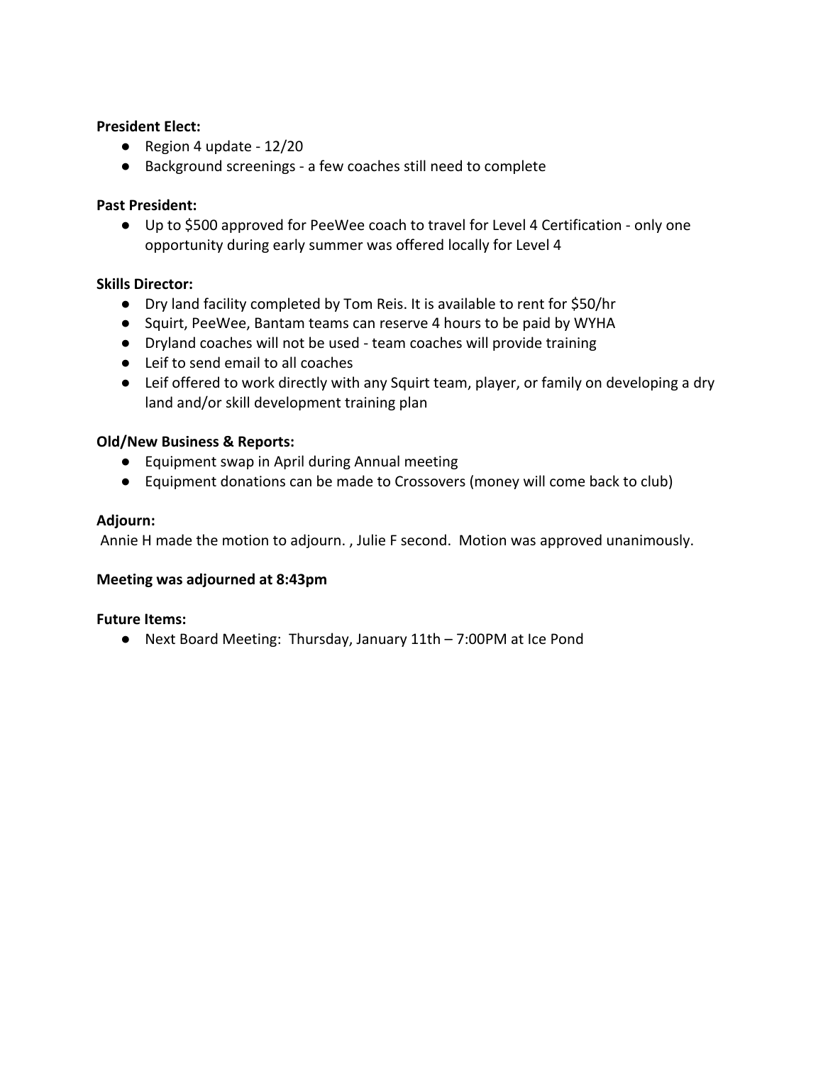**President Elect:**

- Region 4 update - 12/20
- Background screenings - a few coaches still need to complete

**Past President:**

- Up to $500 approved for PeeWee coach to travel for Level 4 Certification - only one opportunity during early summer was offered locally for Level 4

**Skills Director:**

- Dry land facility completed by Tom Reis. It is available to rent for $50/hr
- Squirt, PeeWee, Bantam teams can reserve 4 hours to be paid by WYHA
- Dryland coaches will not be used - team coaches will provide training
- Leif to send email to all coaches
- Leif offered to work directly with any Squirt team, player, or family on developing a dry land and/or skill development training plan

**Old/New Business & Reports:**

- Equipment swap in April during Annual meeting
- Equipment donations can be made to Crossovers (money will come back to club)

**Adjourn:**

Annie H made the motion to adjourn. , Julie F second. Motion was approved unanimously.

**Meeting was adjourned at 8:43pm**

**Future Items:**

- Next Board Meeting: Thursday, January 11th – 7:00PM at Ice Pond